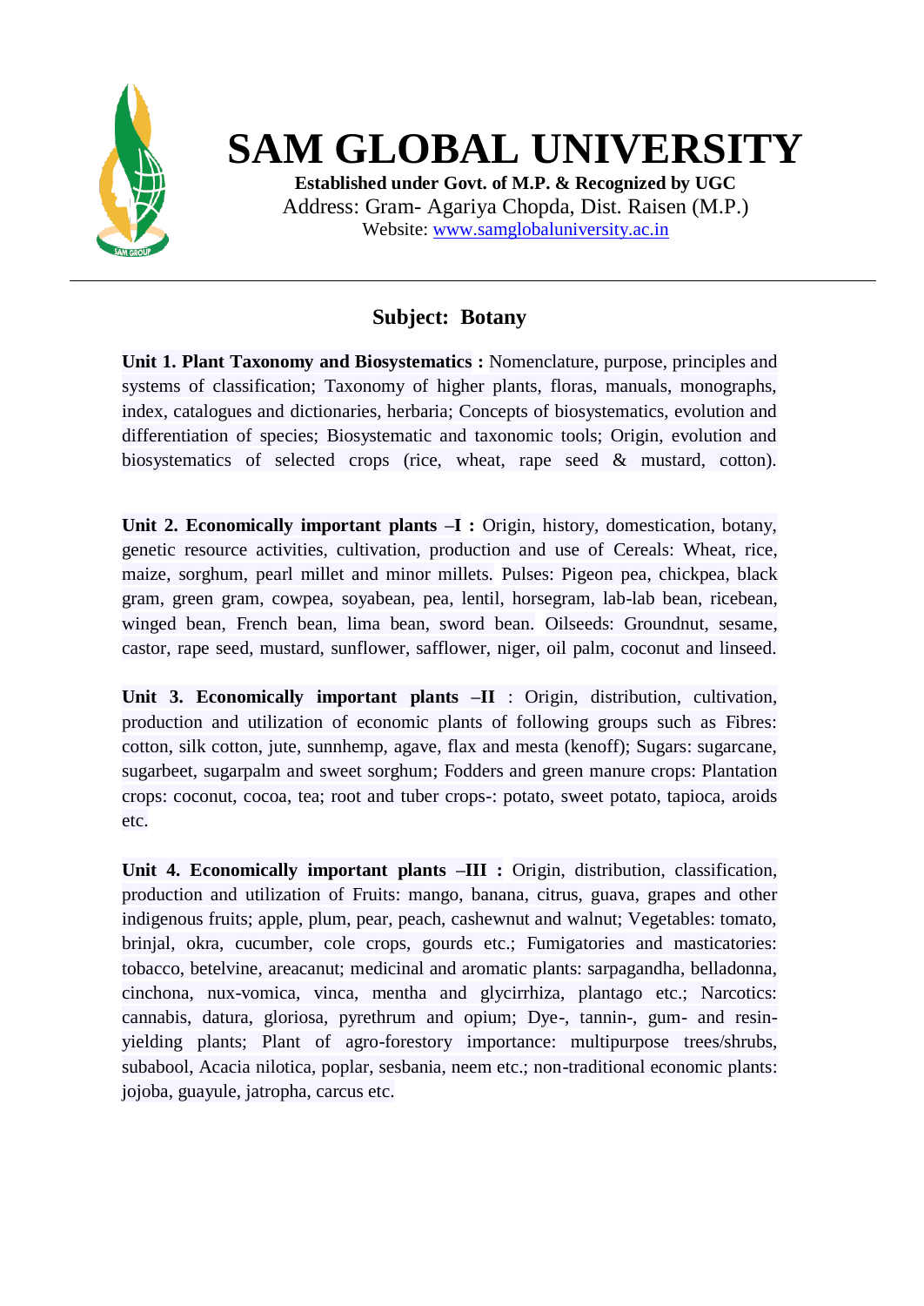# SAM GLOBAL UNIVERSITY

**Established under Govt. of M.P. & Recognized by UGC**

Address: Gram- Agariya Chopda, Dist. Raisen (M.P.)

Website: www.samglobaluniversity.ac.in

---

## Subject: Botany

**Unit 1. Plant Taxonomy and Biosystematics :** Nomenclature, purpose, principles and systems of classification; Taxonomy of higher plants, floras, manuals, monographs, index, catalogues and dictionaries, herbaria; Concepts of biosystematics, evolution and differentiation of species; Biosystematic and taxonomic tools; Origin, evolution and biosystematics of selected crops (rice, wheat, rape seed & mustard, cotton).

**Unit 2. Economically important plants –I :** Origin, history, domestication, botany, genetic resource activities, cultivation, production and use of Cereals: Wheat, rice, maize, sorghum, pearl millet and minor millets. Pulses: Pigeon pea, chickpea, black gram, green gram, cowpea, soyabean, pea, lentil, horsegram, lab-lab bean, ricebean, winged bean, French bean, lima bean, sword bean. Oilseeds: Groundnut, sesame, castor, rape seed, mustard, sunflower, safflower, niger, oil palm, coconut and linseed.

**Unit 3. Economically important plants –II** : Origin, distribution, cultivation, production and utilization of economic plants of following groups such as Fibres: cotton, silk cotton, jute, sunnhemp, agave, flax and mesta (kenoff); Sugars: sugarcane, sugarbeet, sugarpalm and sweet sorghum; Fodders and green manure crops: Plantation crops: coconut, cocoa, tea; root and tuber crops-: potato, sweet potato, tapioca, aroids etc.

**Unit 4. Economically important plants –III :** Origin, distribution, classification, production and utilization of Fruits: mango, banana, citrus, guava, grapes and other indigenous fruits; apple, plum, pear, peach, cashewnut and walnut; Vegetables: tomato, brinjal, okra, cucumber, cole crops, gourds etc.; Fumigatories and masticatories: tobacco, betelvine, areacanut; medicinal and aromatic plants: sarpagandha, belladonna, cinchona, nux-vomica, vinca, mentha and glycirrhiza, plantago etc.; Narcotics: cannabis, datura, gloriosa, pyrethrum and opium; Dye-, tannin-, gum- and resin-yielding plants; Plant of agro-forestory importance: multipurpose trees/shrubs, subabool, Acacia nilotica, poplar, sesbania, neem etc.; non-traditional economic plants: jojoba, guayule, jatropha, carcus etc.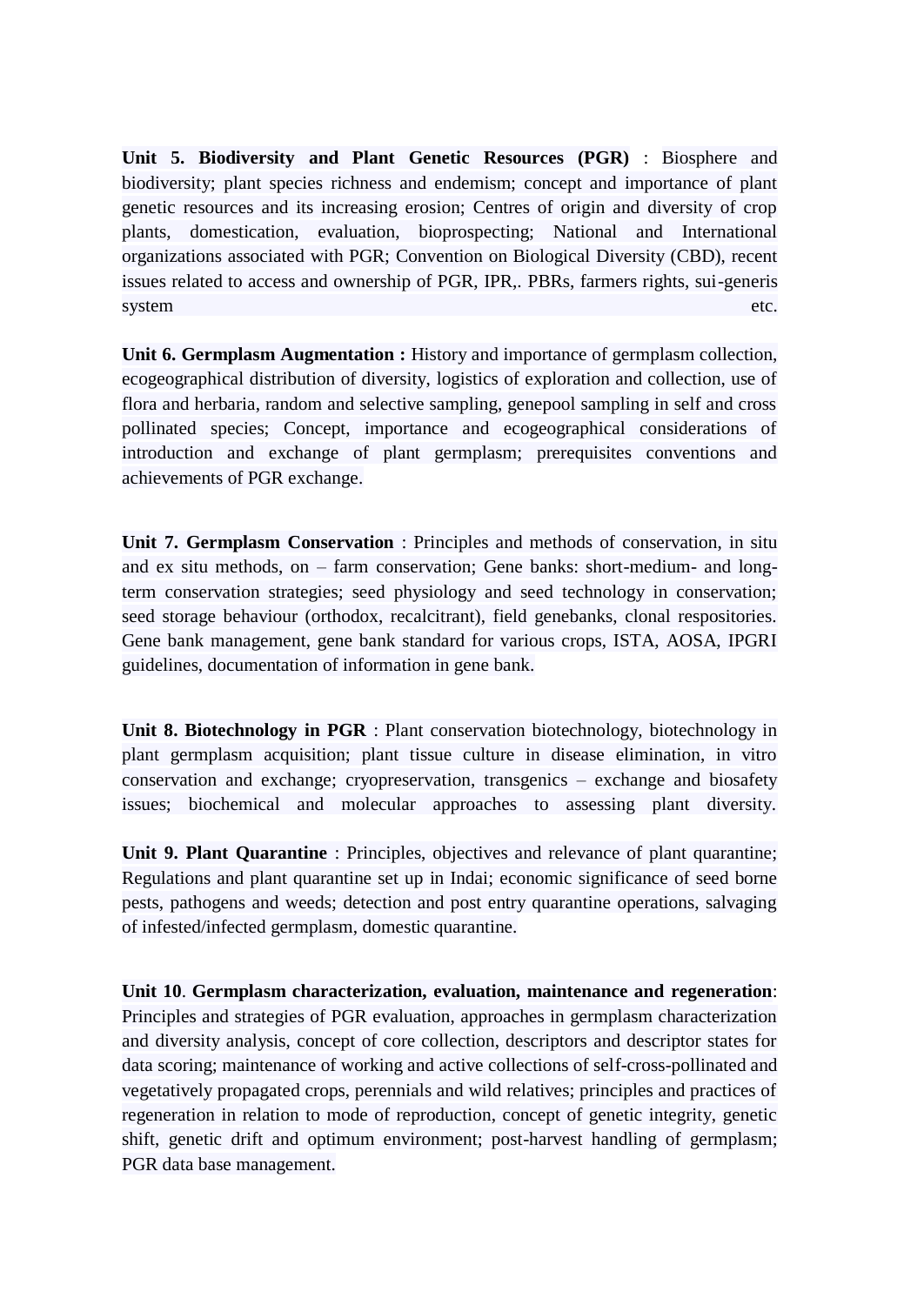**Unit 5. Biodiversity and Plant Genetic Resources (PGR)** : Biosphere and biodiversity; plant species richness and endemism; concept and importance of plant genetic resources and its increasing erosion; Centres of origin and diversity of crop plants, domestication, evaluation, bioprospecting; National and International organizations associated with PGR; Convention on Biological Diversity (CBD), recent issues related to access and ownership of PGR, IPR,. PBRs, farmers rights, sui-generis system etc.

**Unit 6. Germplasm Augmentation :** History and importance of germplasm collection, ecogeographical distribution of diversity, logistics of exploration and collection, use of flora and herbaria, random and selective sampling, genepool sampling in self and cross pollinated species; Concept, importance and ecogeographical considerations of introduction and exchange of plant germplasm; prerequisites conventions and achievements of PGR exchange.

**Unit 7. Germplasm Conservation** : Principles and methods of conservation, in situ and ex situ methods, on – farm conservation; Gene banks: short-medium- and long-term conservation strategies; seed physiology and seed technology in conservation; seed storage behaviour (orthodox, recalcitrant), field genebanks, clonal respositories. Gene bank management, gene bank standard for various crops, ISTA, AOSA, IPGRI guidelines, documentation of information in gene bank.

**Unit 8. Biotechnology in PGR** : Plant conservation biotechnology, biotechnology in plant germplasm acquisition; plant tissue culture in disease elimination, in vitro conservation and exchange; cryopreservation, transgenics – exchange and biosafety issues; biochemical and molecular approaches to assessing plant diversity.

**Unit 9. Plant Quarantine** : Principles, objectives and relevance of plant quarantine; Regulations and plant quarantine set up in Indai; economic significance of seed borne pests, pathogens and weeds; detection and post entry quarantine operations, salvaging of infested/infected germplasm, domestic quarantine.

**Unit 10**. **Germplasm characterization, evaluation, maintenance and regeneration**: Principles and strategies of PGR evaluation, approaches in germplasm characterization and diversity analysis, concept of core collection, descriptors and descriptor states for data scoring; maintenance of working and active collections of self-cross-pollinated and vegetatively propagated crops, perennials and wild relatives; principles and practices of regeneration in relation to mode of reproduction, concept of genetic integrity, genetic shift, genetic drift and optimum environment; post-harvest handling of germplasm; PGR data base management.